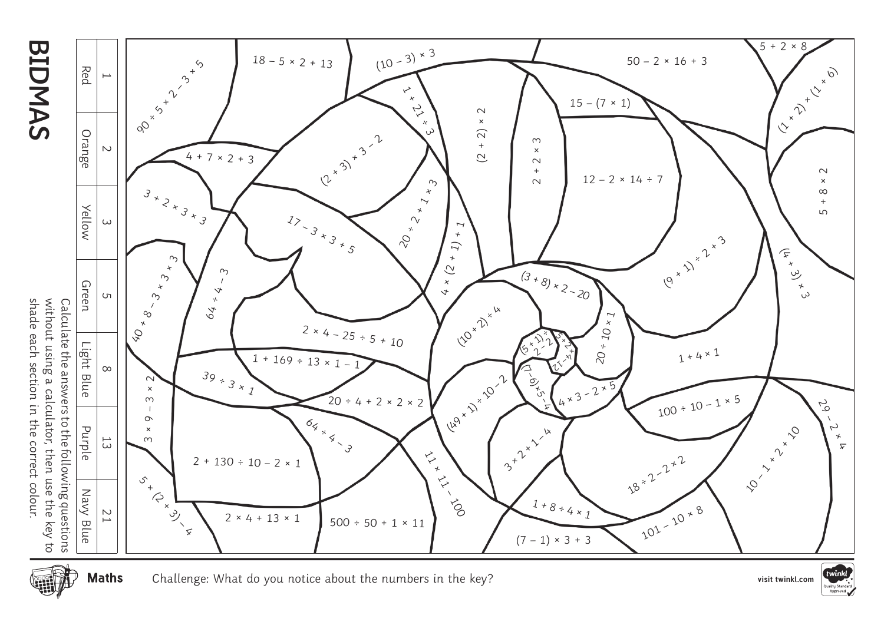# BIDMAS

| 1 | 2 | 3 | 5 | 8 | 13 | 21 |
|---|---|---|---|---|---|---|
| Red | Orange | Yellow | Green | Light Blue | Purple | Navy Blue |

Calculate the answers to the following questions without using a calculator, then use the key to shade each section in the correct colour.

$90 \div 5 \times 2 - 3 \times 5$

$18 - 5 \times 2 + 13$

$(10 - 3) \times 3$

$50 - 2 \times 16 + 3$

$5 + 2 \times 8$

$(1 + 2) \times (1 + 6)$

$15 - (7 \times 1)$

$1 + 21 \div 3$

$(2 + 2) \times 2$

$2 + 2 \times 3$

$12 - 2 \times 14 \div 7$

$5 + 8 \times 2$

$4 + 7 \times 2 + 3$

$(2 + 3) \times 3 - 2$

$20 \div 2 + 1 \times 3$

$3 + 2 \times 3 \times 3$

$17 - 3 \times 3 + 5$

$4 \times (2 + 1) + 1$

$(9 + 1) \div 2 + 3$

$(4 + 3) \times 3$

$40 + 8 - 3 \times 3 \times 3$

$64 \div 4 - 3$

$(3 + 8) \times 2 - 20$

$(10 + 2) \div 4$

$(5 + 1) \div 2 - 2$

$5 + 2 \times 4 - 12$

$20 \div 10 \times 1$

$2 \times 4 - 25 \div 5 + 10$

$1 + 169 \div 13 \times 1 - 1$

$1 + 4 \times 1$

$39 \div 3 \times 1$

$3 \times 9 - 3 \times 2$

$20 \div 4 + 2 \times 2 \times 2$

$(7 - 6) \times 5 - 4$

$4 \times 3 - 2 \times 5$

$(49 + 1) \div 10 - 2$

$100 \div 10 - 1 \times 5$

$29 - 2 \times 4$

$64 \div 4 - 3$

$2 + 130 \div 10 - 2 \times 1$

$11 \times 11 - 100$

$3 \times 2 + 1 - 4$

$18 \div 2 - 2 \times 2$

$10 - 1 \times 2 + 10$

$5 \times (2 + 3) - 4$

$2 \times 4 + 13 \times 1$

$500 \div 50 + 1 \times 11$

$1 + 8 \div 4 \times 1$

$(7 - 1) \times 3 + 3$

$101 - 10 \times 8$

Challenge: What do you notice about the numbers in the key?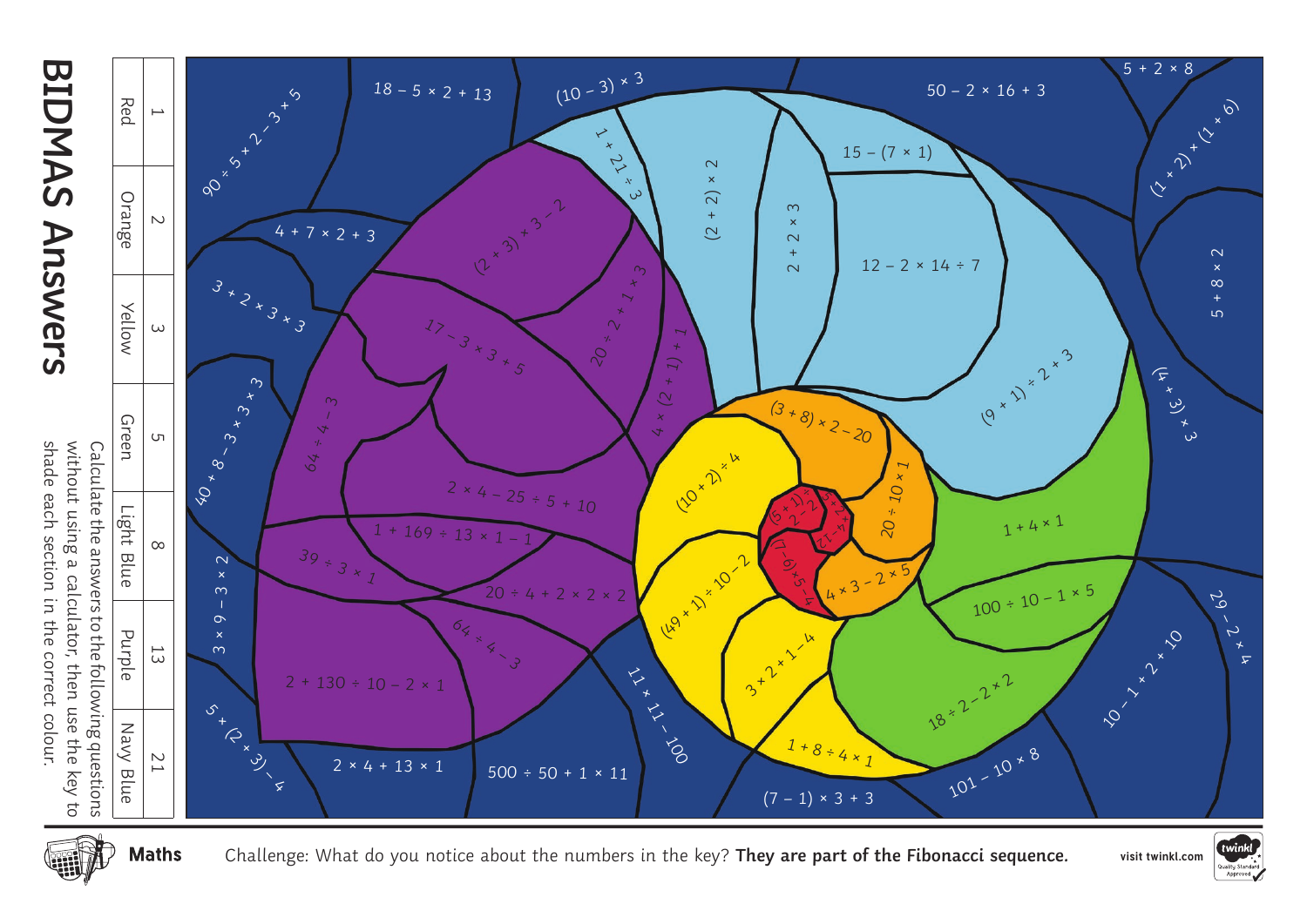# BIDMAS Answers

Calculate the answers to the following questions without using a calculator, then use the key to shade each section in the correct colour.

| | | | | | | | |
|---|---|---|---|---|---|---|---|
| 1 | 2 | 3 | 5 | 8 | 13 | 21 |
| Red | Orange | Yellow | Green | Light Blue | Purple | Navy Blue |

$90 \div 5 \times 2 - 3 \times 5$

$18 - 5 \times 2 + 13$

$(10 - 3) \times 3$

$50 - 2 \times 16 + 3$

$5 + 2 \times 8$

$(1 + 2) \times (1 + 6)$

$5 + 8 \times 2$

$4 + 7 \times 2 + 3$

$3 + 2 \times 3 \times 3$

$1 + 21 \div 3$

$(2 + 3) \times 3 - 2$

$(2 + 2) \times 2$

$2 + 2 \times 3$

$15 - (7 \times 1)$

$12 - 2 \times 14 \div 7$

$17 - 3 \times 3 + 5$

$20 \div 2 + 1 \times 3$

$4 \times (2 + 1) + 1$

$(9 + 1) \div 2 + 3$

$(4 + 3) \times 3$

$40 + 8 - 3 \times 3 + 3$

$64 \div 4 - 3$

$(3 + 8) \times 2 - 20$

$(10 + 2) \div 4$

$20 \div 10 \times 1$

$2 \times 4 - 25 \div 5 + 10$

$(5 + 1) \div 2 - 2$

$3 \times 2 - 4 \div 2$

$1 + 4 \times 1$

$1 + 169 \div 13 \times 1 - 1$

$(7 - 6) \times 5 - 4$

$3 \times 9 - 3 \times 2$

$39 \div 3 \times 1$

$20 \div 4 + 2 \times 2 \times 2$

$(49 + 1) \div 10 - 2$

$4 \times 3 - 2 \times 5$

$100 \div 10 - 1 \times 5$

$29 - 2 \times 4$

$64 \div 4 - 3$

$11 \times 11 - 100$

$3 \times 2 + 1 - 4$

$2 + 130 \div 10 - 2 \times 1$

$18 \div 2 - 2 \times 2$

$10 - 1 + 2 + 10$

$5 \times (2 + 3) - 4$

$2 \times 4 + 13 \times 1$

$500 \div 50 + 1 \times 11$

$1 + 8 \div 4 \times 1$

$101 - 10 \times 8$

$(7 - 1) \times 3 + 3$

Challenge: What do you notice about the numbers in the key? **They are part of the Fibonacci sequence.**